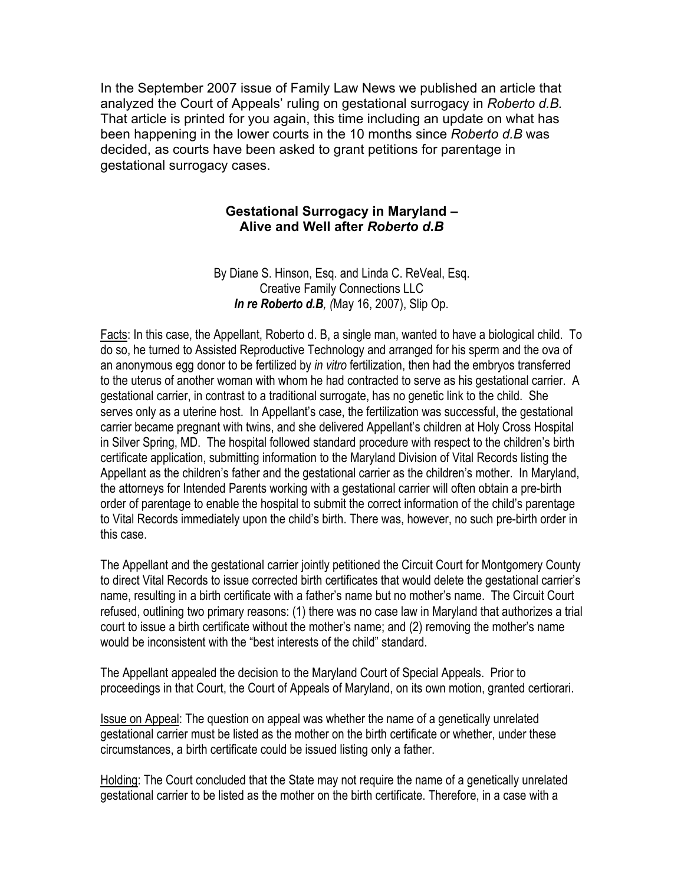In the September 2007 issue of Family Law News we published an article that analyzed the Court of Appeals' ruling on gestational surrogacy in *Roberto d.B.* That article is printed for you again, this time including an update on what has been happening in the lower courts in the 10 months since *Roberto d.B* was decided, as courts have been asked to grant petitions for parentage in gestational surrogacy cases.

## Gestational Surrogacy in Maryland – Alive and Well after *Roberto d.B*

By Diane S. Hinson, Esq. and Linda C. ReVeal, Esq.
Creative Family Connections LLC
***In re Roberto d.B**, (*May 16, 2007), Slip Op.

Facts: In this case, the Appellant, Roberto d. B, a single man, wanted to have a biological child. To do so, he turned to Assisted Reproductive Technology and arranged for his sperm and the ova of an anonymous egg donor to be fertilized by *in vitro* fertilization, then had the embryos transferred to the uterus of another woman with whom he had contracted to serve as his gestational carrier. A gestational carrier, in contrast to a traditional surrogate, has no genetic link to the child. She serves only as a uterine host. In Appellant's case, the fertilization was successful, the gestational carrier became pregnant with twins, and she delivered Appellant's children at Holy Cross Hospital in Silver Spring, MD. The hospital followed standard procedure with respect to the children's birth certificate application, submitting information to the Maryland Division of Vital Records listing the Appellant as the children's father and the gestational carrier as the children's mother. In Maryland, the attorneys for Intended Parents working with a gestational carrier will often obtain a pre-birth order of parentage to enable the hospital to submit the correct information of the child's parentage to Vital Records immediately upon the child's birth. There was, however, no such pre-birth order in this case.

The Appellant and the gestational carrier jointly petitioned the Circuit Court for Montgomery County to direct Vital Records to issue corrected birth certificates that would delete the gestational carrier's name, resulting in a birth certificate with a father's name but no mother's name. The Circuit Court refused, outlining two primary reasons: (1) there was no case law in Maryland that authorizes a trial court to issue a birth certificate without the mother's name; and (2) removing the mother's name would be inconsistent with the "best interests of the child" standard.

The Appellant appealed the decision to the Maryland Court of Special Appeals. Prior to proceedings in that Court, the Court of Appeals of Maryland, on its own motion, granted certiorari.

Issue on Appeal: The question on appeal was whether the name of a genetically unrelated gestational carrier must be listed as the mother on the birth certificate or whether, under these circumstances, a birth certificate could be issued listing only a father.

Holding: The Court concluded that the State may not require the name of a genetically unrelated gestational carrier to be listed as the mother on the birth certificate. Therefore, in a case with a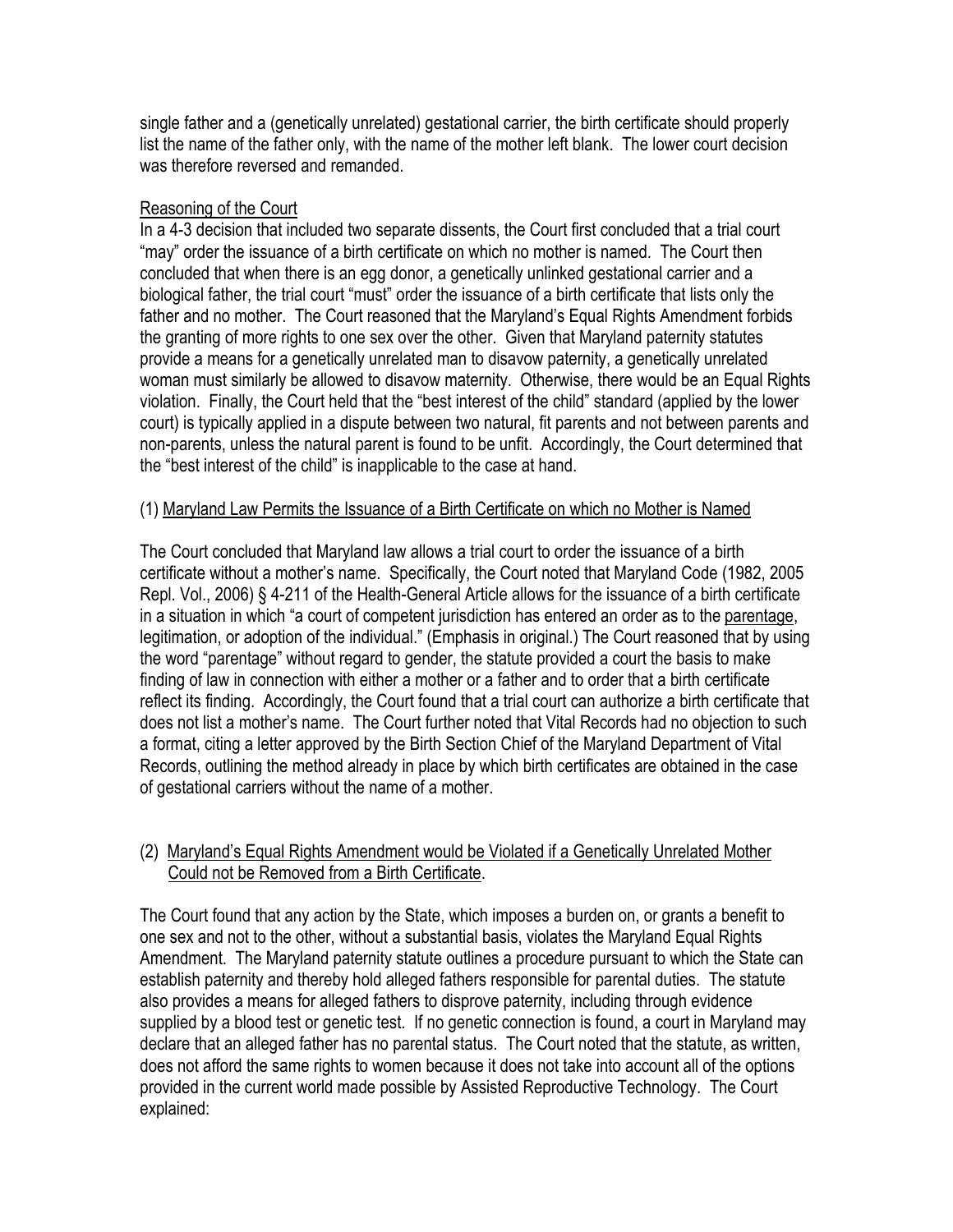single father and a (genetically unrelated) gestational carrier, the birth certificate should properly list the name of the father only, with the name of the mother left blank. The lower court decision was therefore reversed and remanded.

<u>Reasoning of the Court</u>

In a 4-3 decision that included two separate dissents, the Court first concluded that a trial court "may" order the issuance of a birth certificate on which no mother is named. The Court then concluded that when there is an egg donor, a genetically unlinked gestational carrier and a biological father, the trial court "must" order the issuance of a birth certificate that lists only the father and no mother. The Court reasoned that the Maryland's Equal Rights Amendment forbids the granting of more rights to one sex over the other. Given that Maryland paternity statutes provide a means for a genetically unrelated man to disavow paternity, a genetically unrelated woman must similarly be allowed to disavow maternity. Otherwise, there would be an Equal Rights violation. Finally, the Court held that the "best interest of the child" standard (applied by the lower court) is typically applied in a dispute between two natural, fit parents and not between parents and non-parents, unless the natural parent is found to be unfit. Accordingly, the Court determined that the "best interest of the child" is inapplicable to the case at hand.

(1) <u>Maryland Law Permits the Issuance of a Birth Certificate on which no Mother is Named</u>

The Court concluded that Maryland law allows a trial court to order the issuance of a birth certificate without a mother's name. Specifically, the Court noted that Maryland Code (1982, 2005 Repl. Vol., 2006) § 4-211 of the Health-General Article allows for the issuance of a birth certificate in a situation in which "a court of competent jurisdiction has entered an order as to the <u>parentage</u>, legitimation, or adoption of the individual." (Emphasis in original.) The Court reasoned that by using the word "parentage" without regard to gender, the statute provided a court the basis to make finding of law in connection with either a mother or a father and to order that a birth certificate reflect its finding. Accordingly, the Court found that a trial court can authorize a birth certificate that does not list a mother's name. The Court further noted that Vital Records had no objection to such a format, citing a letter approved by the Birth Section Chief of the Maryland Department of Vital Records, outlining the method already in place by which birth certificates are obtained in the case of gestational carriers without the name of a mother.

(2) <u>Maryland's Equal Rights Amendment would be Violated if a Genetically Unrelated Mother Could not be Removed from a Birth Certificate</u>.

The Court found that any action by the State, which imposes a burden on, or grants a benefit to one sex and not to the other, without a substantial basis, violates the Maryland Equal Rights Amendment. The Maryland paternity statute outlines a procedure pursuant to which the State can establish paternity and thereby hold alleged fathers responsible for parental duties. The statute also provides a means for alleged fathers to disprove paternity, including through evidence supplied by a blood test or genetic test. If no genetic connection is found, a court in Maryland may declare that an alleged father has no parental status. The Court noted that the statute, as written, does not afford the same rights to women because it does not take into account all of the options provided in the current world made possible by Assisted Reproductive Technology. The Court explained: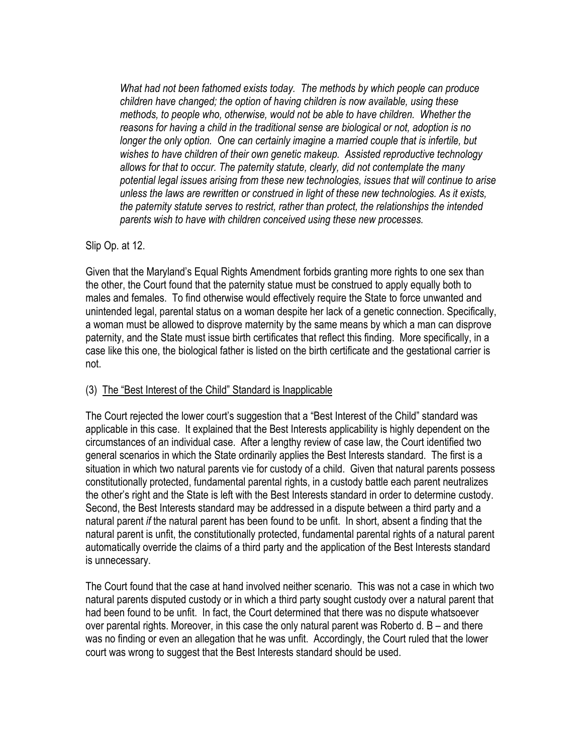*What had not been fathomed exists today. The methods by which people can produce children have changed; the option of having children is now available, using these methods, to people who, otherwise, would not be able to have children. Whether the reasons for having a child in the traditional sense are biological or not, adoption is no longer the only option. One can certainly imagine a married couple that is infertile, but wishes to have children of their own genetic makeup. Assisted reproductive technology allows for that to occur. The paternity statute, clearly, did not contemplate the many potential legal issues arising from these new technologies, issues that will continue to arise unless the laws are rewritten or construed in light of these new technologies. As it exists, the paternity statute serves to restrict, rather than protect, the relationships the intended parents wish to have with children conceived using these new processes.*

Slip Op. at 12.

Given that the Maryland's Equal Rights Amendment forbids granting more rights to one sex than the other, the Court found that the paternity statue must be construed to apply equally both to males and females. To find otherwise would effectively require the State to force unwanted and unintended legal, parental status on a woman despite her lack of a genetic connection. Specifically, a woman must be allowed to disprove maternity by the same means by which a man can disprove paternity, and the State must issue birth certificates that reflect this finding. More specifically, in a case like this one, the biological father is listed on the birth certificate and the gestational carrier is not.

(3) <u>The "Best Interest of the Child" Standard is Inapplicable</u>

The Court rejected the lower court's suggestion that a "Best Interest of the Child" standard was applicable in this case. It explained that the Best Interests applicability is highly dependent on the circumstances of an individual case. After a lengthy review of case law, the Court identified two general scenarios in which the State ordinarily applies the Best Interests standard. The first is a situation in which two natural parents vie for custody of a child. Given that natural parents possess constitutionally protected, fundamental parental rights, in a custody battle each parent neutralizes the other's right and the State is left with the Best Interests standard in order to determine custody. Second, the Best Interests standard may be addressed in a dispute between a third party and a natural parent *if* the natural parent has been found to be unfit. In short, absent a finding that the natural parent is unfit, the constitutionally protected, fundamental parental rights of a natural parent automatically override the claims of a third party and the application of the Best Interests standard is unnecessary.

The Court found that the case at hand involved neither scenario. This was not a case in which two natural parents disputed custody or in which a third party sought custody over a natural parent that had been found to be unfit. In fact, the Court determined that there was no dispute whatsoever over parental rights. Moreover, in this case the only natural parent was Roberto d. B – and there was no finding or even an allegation that he was unfit. Accordingly, the Court ruled that the lower court was wrong to suggest that the Best Interests standard should be used.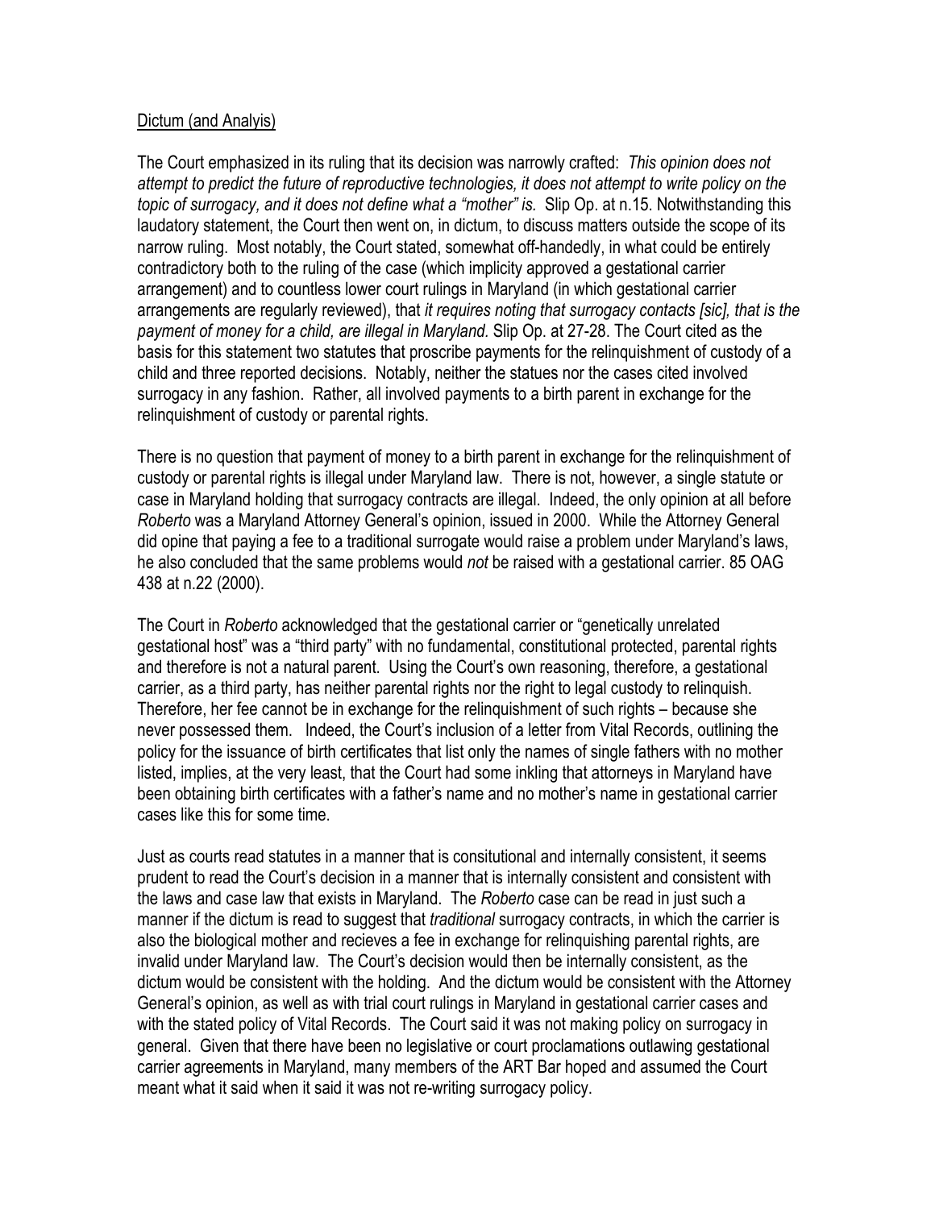Dictum (and Analyis)

The Court emphasized in its ruling that its decision was narrowly crafted: *This opinion does not attempt to predict the future of reproductive technologies, it does not attempt to write policy on the topic of surrogacy, and it does not define what a "mother" is.* Slip Op. at n.15. Notwithstanding this laudatory statement, the Court then went on, in dictum, to discuss matters outside the scope of its narrow ruling. Most notably, the Court stated, somewhat off-handedly, in what could be entirely contradictory both to the ruling of the case (which implicity approved a gestational carrier arrangement) and to countless lower court rulings in Maryland (in which gestational carrier arrangements are regularly reviewed), that *it requires noting that surrogacy contacts [sic], that is the payment of money for a child, are illegal in Maryland.* Slip Op. at 27-28. The Court cited as the basis for this statement two statutes that proscribe payments for the relinquishment of custody of a child and three reported decisions. Notably, neither the statues nor the cases cited involved surrogacy in any fashion. Rather, all involved payments to a birth parent in exchange for the relinquishment of custody or parental rights.

There is no question that payment of money to a birth parent in exchange for the relinquishment of custody or parental rights is illegal under Maryland law. There is not, however, a single statute or case in Maryland holding that surrogacy contracts are illegal. Indeed, the only opinion at all before *Roberto* was a Maryland Attorney General's opinion, issued in 2000. While the Attorney General did opine that paying a fee to a traditional surrogate would raise a problem under Maryland's laws, he also concluded that the same problems would *not* be raised with a gestational carrier. 85 OAG 438 at n.22 (2000).

The Court in *Roberto* acknowledged that the gestational carrier or "genetically unrelated gestational host" was a "third party" with no fundamental, constitutional protected, parental rights and therefore is not a natural parent. Using the Court's own reasoning, therefore, a gestational carrier, as a third party, has neither parental rights nor the right to legal custody to relinquish. Therefore, her fee cannot be in exchange for the relinquishment of such rights – because she never possessed them. Indeed, the Court's inclusion of a letter from Vital Records, outlining the policy for the issuance of birth certificates that list only the names of single fathers with no mother listed, implies, at the very least, that the Court had some inkling that attorneys in Maryland have been obtaining birth certificates with a father's name and no mother's name in gestational carrier cases like this for some time.

Just as courts read statutes in a manner that is consitutional and internally consistent, it seems prudent to read the Court's decision in a manner that is internally consistent and consistent with the laws and case law that exists in Maryland. The *Roberto* case can be read in just such a manner if the dictum is read to suggest that *traditional* surrogacy contracts, in which the carrier is also the biological mother and recieves a fee in exchange for relinquishing parental rights, are invalid under Maryland law. The Court's decision would then be internally consistent, as the dictum would be consistent with the holding. And the dictum would be consistent with the Attorney General's opinion, as well as with trial court rulings in Maryland in gestational carrier cases and with the stated policy of Vital Records. The Court said it was not making policy on surrogacy in general. Given that there have been no legislative or court proclamations outlawing gestational carrier agreements in Maryland, many members of the ART Bar hoped and assumed the Court meant what it said when it said it was not re-writing surrogacy policy.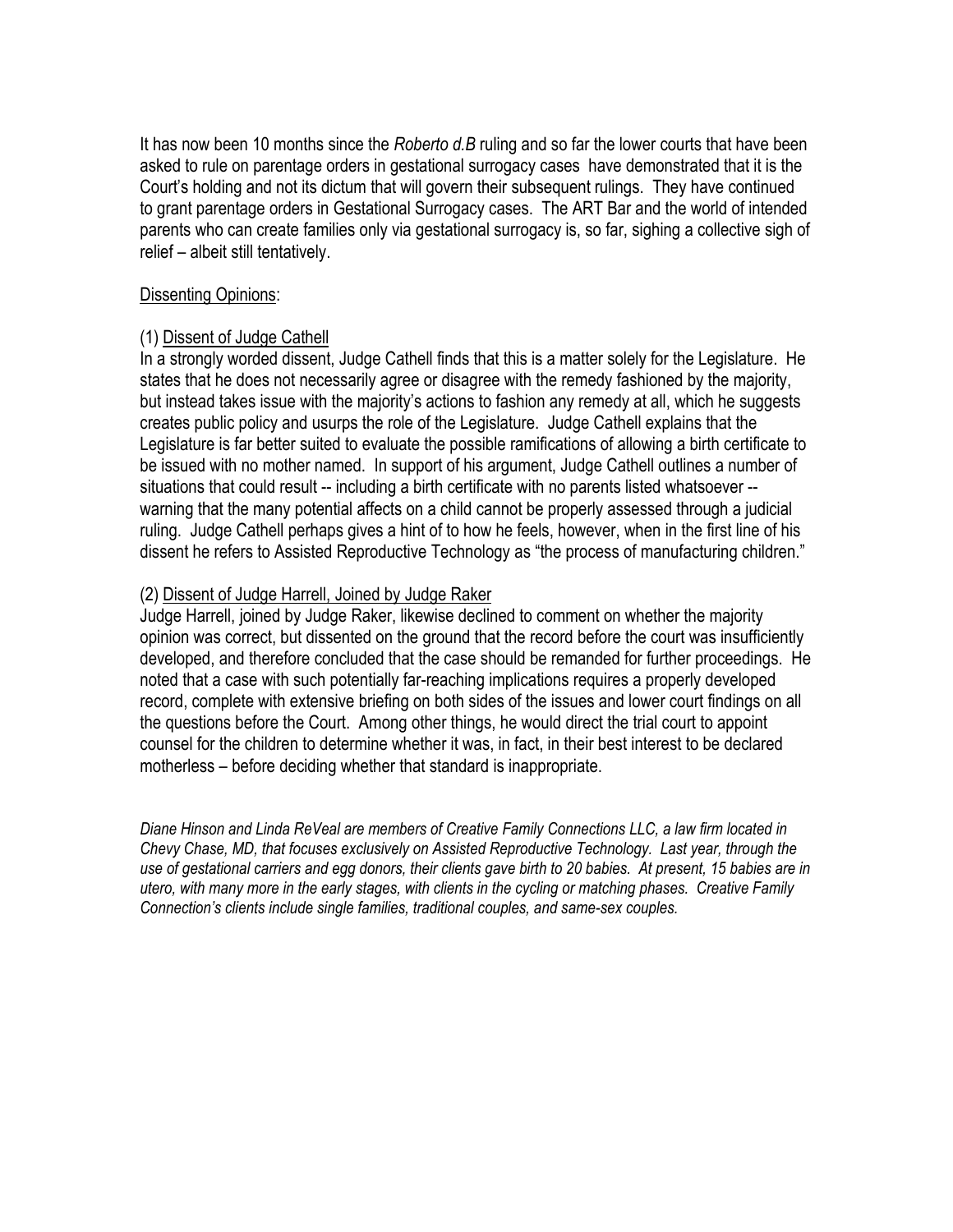It has now been 10 months since the *Roberto d.B* ruling and so far the lower courts that have been asked to rule on parentage orders in gestational surrogacy cases have demonstrated that it is the Court's holding and not its dictum that will govern their subsequent rulings. They have continued to grant parentage orders in Gestational Surrogacy cases. The ART Bar and the world of intended parents who can create families only via gestational surrogacy is, so far, sighing a collective sigh of relief – albeit still tentatively.

<u>Dissenting Opinions</u>:

(1) <u>Dissent of Judge Cathell</u>

In a strongly worded dissent, Judge Cathell finds that this is a matter solely for the Legislature. He states that he does not necessarily agree or disagree with the remedy fashioned by the majority, but instead takes issue with the majority's actions to fashion any remedy at all, which he suggests creates public policy and usurps the role of the Legislature. Judge Cathell explains that the Legislature is far better suited to evaluate the possible ramifications of allowing a birth certificate to be issued with no mother named. In support of his argument, Judge Cathell outlines a number of situations that could result -- including a birth certificate with no parents listed whatsoever -- warning that the many potential affects on a child cannot be properly assessed through a judicial ruling. Judge Cathell perhaps gives a hint of to how he feels, however, when in the first line of his dissent he refers to Assisted Reproductive Technology as "the process of manufacturing children."

(2) <u>Dissent of Judge Harrell, Joined by Judge Raker</u>

Judge Harrell, joined by Judge Raker, likewise declined to comment on whether the majority opinion was correct, but dissented on the ground that the record before the court was insufficiently developed, and therefore concluded that the case should be remanded for further proceedings. He noted that a case with such potentially far-reaching implications requires a properly developed record, complete with extensive briefing on both sides of the issues and lower court findings on all the questions before the Court. Among other things, he would direct the trial court to appoint counsel for the children to determine whether it was, in fact, in their best interest to be declared motherless – before deciding whether that standard is inappropriate.

*Diane Hinson and Linda ReVeal are members of Creative Family Connections LLC, a law firm located in Chevy Chase, MD, that focuses exclusively on Assisted Reproductive Technology. Last year, through the use of gestational carriers and egg donors, their clients gave birth to 20 babies. At present, 15 babies are in utero, with many more in the early stages, with clients in the cycling or matching phases. Creative Family Connection's clients include single families, traditional couples, and same-sex couples.*